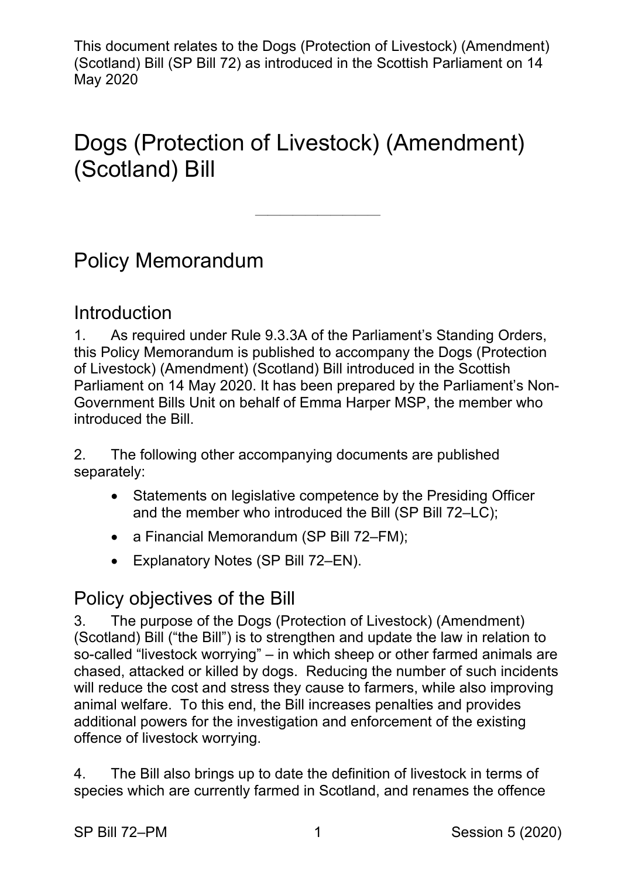This document relates to the Dogs (Protection of Livestock) (Amendment) (Scotland) Bill (SP Bill 72) as introduced in the Scottish Parliament on 14 May 2020

# Dogs (Protection of Livestock) (Amendment) (Scotland) Bill

---

## Policy Memorandum

### Introduction

1. As required under Rule 9.3.3A of the Parliament's Standing Orders, this Policy Memorandum is published to accompany the Dogs (Protection of Livestock) (Amendment) (Scotland) Bill introduced in the Scottish Parliament on 14 May 2020. It has been prepared by the Parliament's Non-Government Bills Unit on behalf of Emma Harper MSP, the member who introduced the Bill.

2. The following other accompanying documents are published separately:

- Statements on legislative competence by the Presiding Officer and the member who introduced the Bill (SP Bill 72–LC);
- a Financial Memorandum (SP Bill 72–FM);
- Explanatory Notes (SP Bill 72–EN).

### Policy objectives of the Bill

3. The purpose of the Dogs (Protection of Livestock) (Amendment) (Scotland) Bill ("the Bill") is to strengthen and update the law in relation to so-called "livestock worrying" – in which sheep or other farmed animals are chased, attacked or killed by dogs. Reducing the number of such incidents will reduce the cost and stress they cause to farmers, while also improving animal welfare. To this end, the Bill increases penalties and provides additional powers for the investigation and enforcement of the existing offence of livestock worrying.

4. The Bill also brings up to date the definition of livestock in terms of species which are currently farmed in Scotland, and renames the offence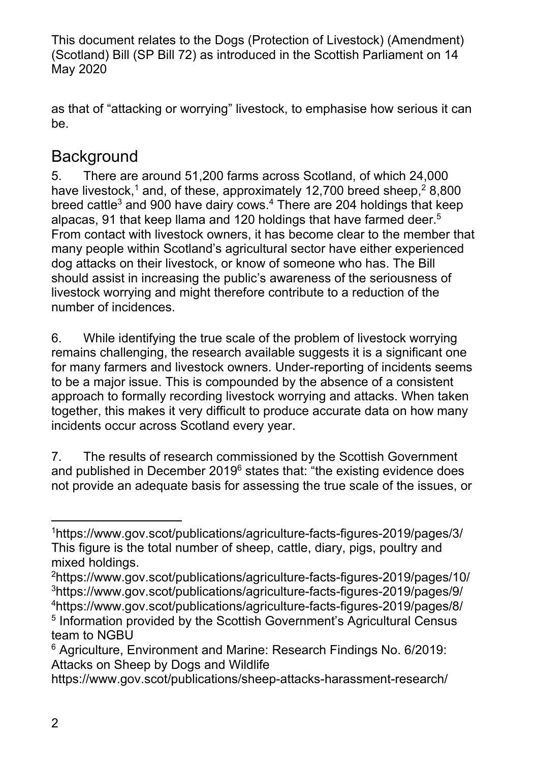as that of "attacking or worrying" livestock, to emphasise how serious it can be.

## Background

5. There are around 51,200 farms across Scotland, of which 24,000 have livestock,[1] and, of these, approximately 12,700 breed sheep,[2] 8,800 breed cattle[3] and 900 have dairy cows.[4] There are 204 holdings that keep alpacas, 91 that keep llama and 120 holdings that have farmed deer.[5] From contact with livestock owners, it has become clear to the member that many people within Scotland's agricultural sector have either experienced dog attacks on their livestock, or know of someone who has. The Bill should assist in increasing the public's awareness of the seriousness of livestock worrying and might therefore contribute to a reduction of the number of incidences.

6. While identifying the true scale of the problem of livestock worrying remains challenging, the research available suggests it is a significant one for many farmers and livestock owners. Under-reporting of incidents seems to be a major issue. This is compounded by the absence of a consistent approach to formally recording livestock worrying and attacks. When taken together, this makes it very difficult to produce accurate data on how many incidents occur across Scotland every year.

7. The results of research commissioned by the Scottish Government and published in December 2019[6] states that: "the existing evidence does not provide an adequate basis for assessing the true scale of the issues, or

---

[1] https://www.gov.scot/publications/agriculture-facts-figures-2019/pages/3/ This figure is the total number of sheep, cattle, diary, pigs, poultry and mixed holdings.

[2] https://www.gov.scot/publications/agriculture-facts-figures-2019/pages/10/

[3] https://www.gov.scot/publications/agriculture-facts-figures-2019/pages/9/

[4] https://www.gov.scot/publications/agriculture-facts-figures-2019/pages/8/

[5] Information provided by the Scottish Government's Agricultural Census team to NGBU

[6] Agriculture, Environment and Marine: Research Findings No. 6/2019: Attacks on Sheep by Dogs and Wildlife https://www.gov.scot/publications/sheep-attacks-harassment-research/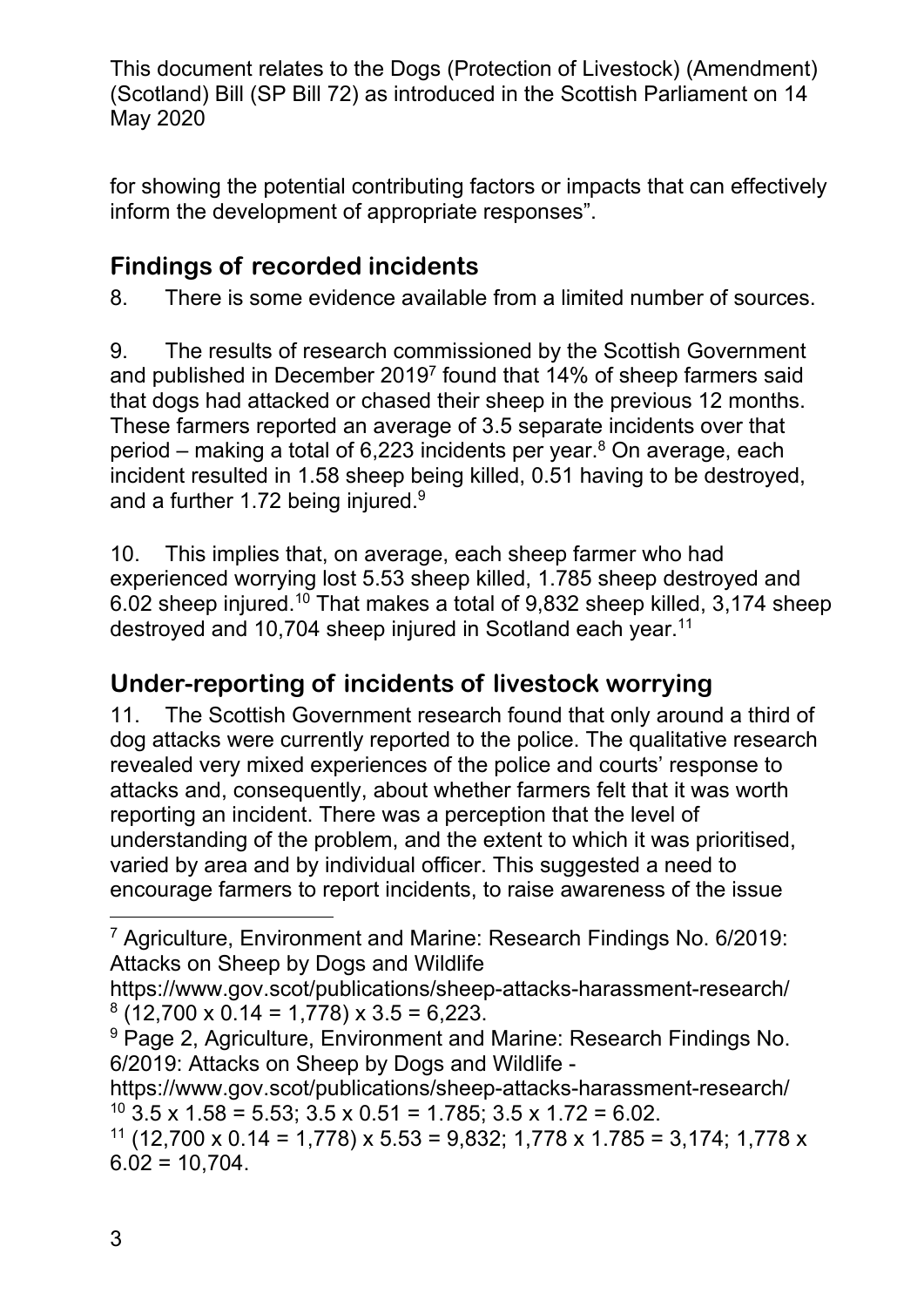for showing the potential contributing factors or impacts that can effectively inform the development of appropriate responses".

## Findings of recorded incidents

8. There is some evidence available from a limited number of sources.

9. The results of research commissioned by the Scottish Government and published in December 2019[7] found that 14% of sheep farmers said that dogs had attacked or chased their sheep in the previous 12 months. These farmers reported an average of 3.5 separate incidents over that period – making a total of 6,223 incidents per year.[8] On average, each incident resulted in 1.58 sheep being killed, 0.51 having to be destroyed, and a further 1.72 being injured.[9]

10. This implies that, on average, each sheep farmer who had experienced worrying lost 5.53 sheep killed, 1.785 sheep destroyed and 6.02 sheep injured.[10] That makes a total of 9,832 sheep killed, 3,174 sheep destroyed and 10,704 sheep injured in Scotland each year.[11]

## Under-reporting of incidents of livestock worrying

11. The Scottish Government research found that only around a third of dog attacks were currently reported to the police. The qualitative research revealed very mixed experiences of the police and courts' response to attacks and, consequently, about whether farmers felt that it was worth reporting an incident. There was a perception that the level of understanding of the problem, and the extent to which it was prioritised, varied by area and by individual officer. This suggested a need to encourage farmers to report incidents, to raise awareness of the issue

---

[7] Agriculture, Environment and Marine: Research Findings No. 6/2019: Attacks on Sheep by Dogs and Wildlife https://www.gov.scot/publications/sheep-attacks-harassment-research/

[8] (12,700 x 0.14 = 1,778) x 3.5 = 6,223.

[9] Page 2, Agriculture, Environment and Marine: Research Findings No. 6/2019: Attacks on Sheep by Dogs and Wildlife - https://www.gov.scot/publications/sheep-attacks-harassment-research/

[10] 3.5 x 1.58 = 5.53; 3.5 x 0.51 = 1.785; 3.5 x 1.72 = 6.02.

[11] (12,700 x 0.14 = 1,778) x 5.53 = 9,832; 1,778 x 1.785 = 3,174; 1,778 x 6.02 = 10,704.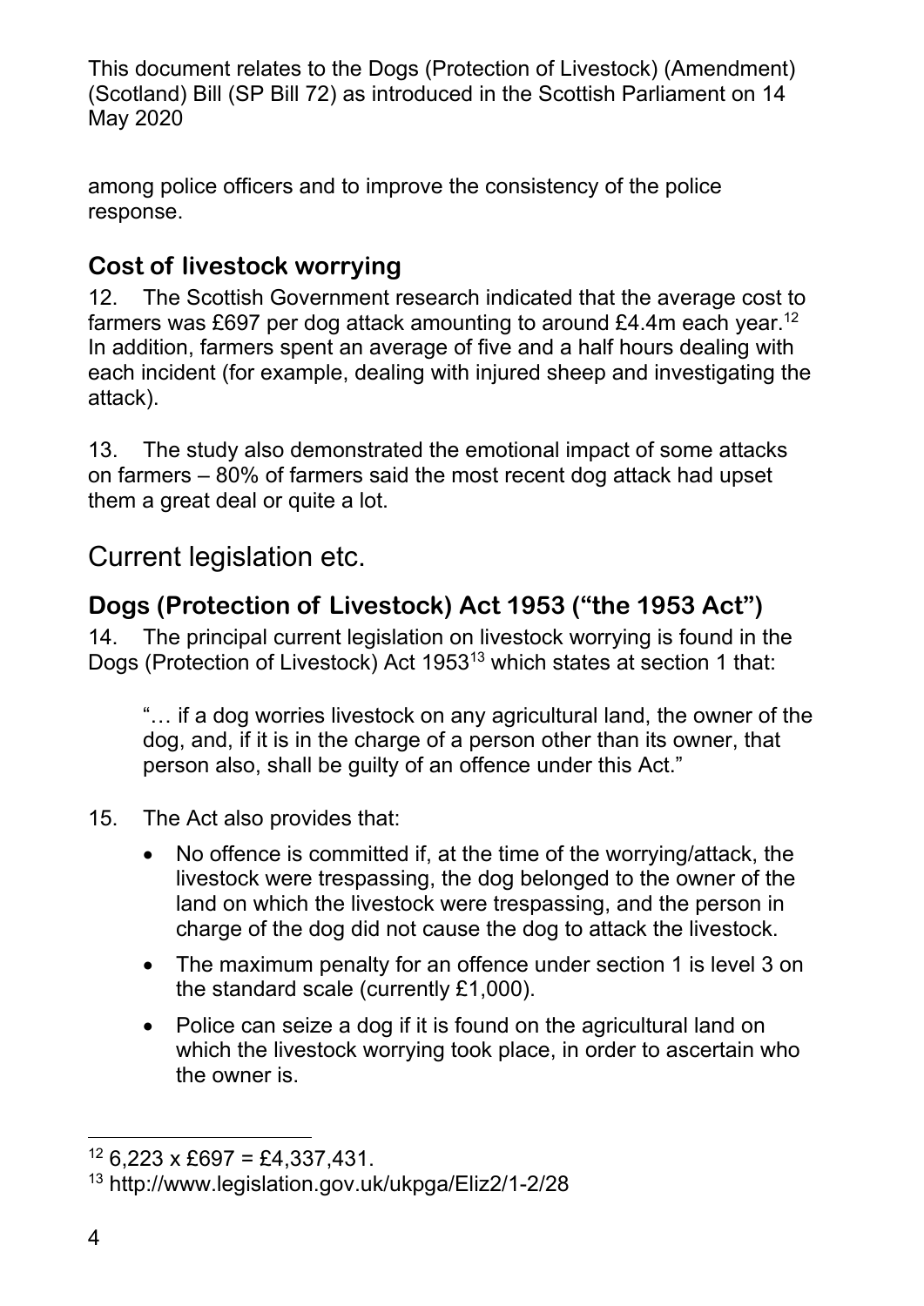among police officers and to improve the consistency of the police response.

### Cost of livestock worrying

12. The Scottish Government research indicated that the average cost to farmers was £697 per dog attack amounting to around £4.4m each year.[12] In addition, farmers spent an average of five and a half hours dealing with each incident (for example, dealing with injured sheep and investigating the attack).

13. The study also demonstrated the emotional impact of some attacks on farmers – 80% of farmers said the most recent dog attack had upset them a great deal or quite a lot.

## Current legislation etc.

### Dogs (Protection of Livestock) Act 1953 ("the 1953 Act")

14. The principal current legislation on livestock worrying is found in the Dogs (Protection of Livestock) Act 1953[13] which states at section 1 that:

> "… if a dog worries livestock on any agricultural land, the owner of the dog, and, if it is in the charge of a person other than its owner, that person also, shall be guilty of an offence under this Act."

15. The Act also provides that:

- No offence is committed if, at the time of the worrying/attack, the livestock were trespassing, the dog belonged to the owner of the land on which the livestock were trespassing, and the person in charge of the dog did not cause the dog to attack the livestock.
- The maximum penalty for an offence under section 1 is level 3 on the standard scale (currently £1,000).
- Police can seize a dog if it is found on the agricultural land on which the livestock worrying took place, in order to ascertain who the owner is.

---

[12] 6,223 x £697 = £4,337,431.

[13] http://www.legislation.gov.uk/ukpga/Eliz2/1-2/28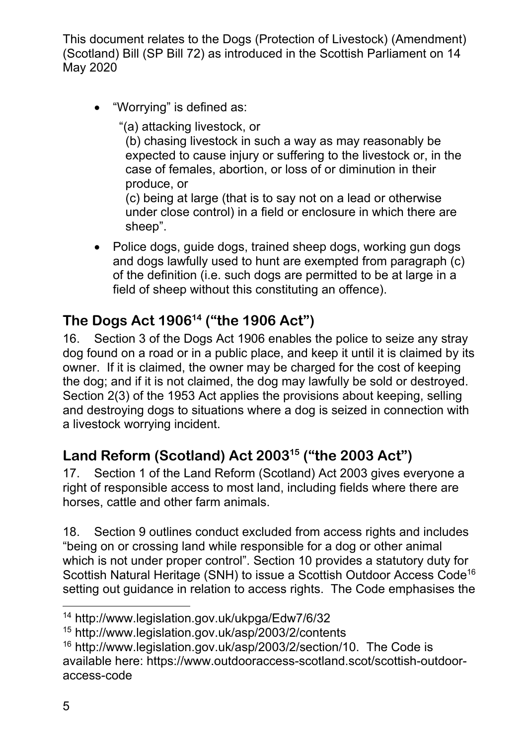- "Worrying" is defined as:

  "(a) attacking livestock, or
  (b) chasing livestock in such a way as may reasonably be expected to cause injury or suffering to the livestock or, in the case of females, abortion, or loss of or diminution in their produce, or
  (c) being at large (that is to say not on a lead or otherwise under close control) in a field or enclosure in which there are sheep".

- Police dogs, guide dogs, trained sheep dogs, working gun dogs and dogs lawfully used to hunt are exempted from paragraph (c) of the definition (i.e. such dogs are permitted to be at large in a field of sheep without this constituting an offence).

## The Dogs Act 1906[14] ("the 1906 Act")

16. Section 3 of the Dogs Act 1906 enables the police to seize any stray dog found on a road or in a public place, and keep it until it is claimed by its owner. If it is claimed, the owner may be charged for the cost of keeping the dog; and if it is not claimed, the dog may lawfully be sold or destroyed. Section 2(3) of the 1953 Act applies the provisions about keeping, selling and destroying dogs to situations where a dog is seized in connection with a livestock worrying incident.

## Land Reform (Scotland) Act 2003[15] ("the 2003 Act")

17. Section 1 of the Land Reform (Scotland) Act 2003 gives everyone a right of responsible access to most land, including fields where there are horses, cattle and other farm animals.

18. Section 9 outlines conduct excluded from access rights and includes "being on or crossing land while responsible for a dog or other animal which is not under proper control". Section 10 provides a statutory duty for Scottish Natural Heritage (SNH) to issue a Scottish Outdoor Access Code[16] setting out guidance in relation to access rights. The Code emphasises the

---

[14] http://www.legislation.gov.uk/ukpga/Edw7/6/32

[15] http://www.legislation.gov.uk/asp/2003/2/contents

[16] http://www.legislation.gov.uk/asp/2003/2/section/10. The Code is available here: https://www.outdooraccess-scotland.scot/scottish-outdoor-access-code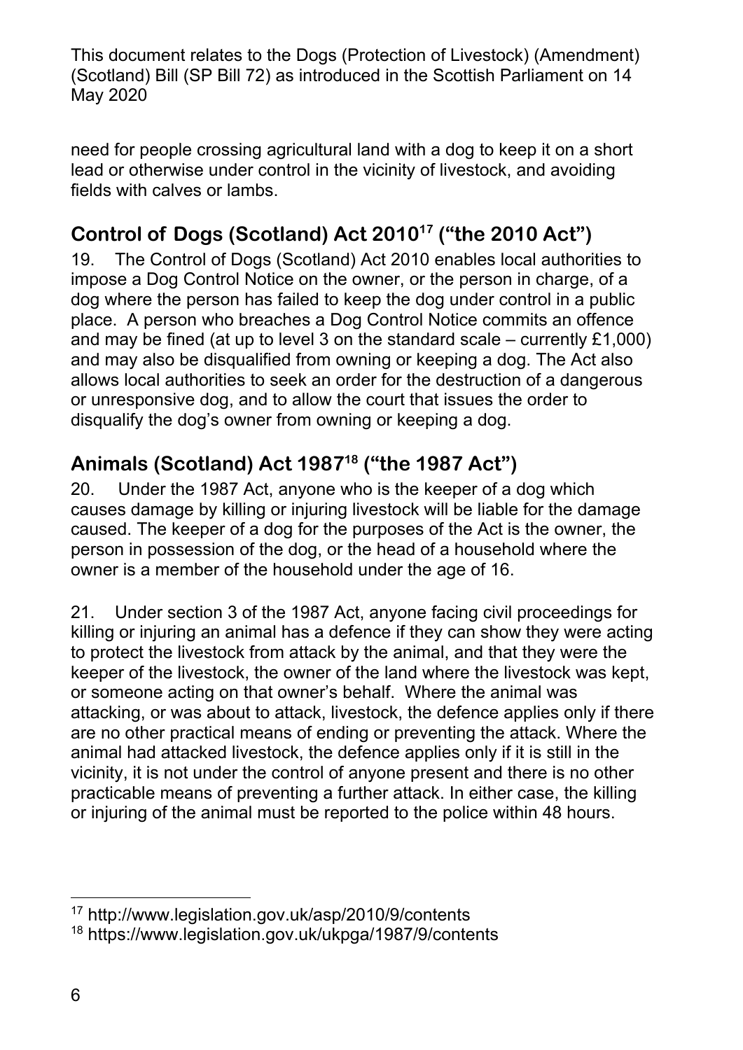need for people crossing agricultural land with a dog to keep it on a short lead or otherwise under control in the vicinity of livestock, and avoiding fields with calves or lambs.

## Control of Dogs (Scotland) Act 2010[17] ("the 2010 Act")

19. The Control of Dogs (Scotland) Act 2010 enables local authorities to impose a Dog Control Notice on the owner, or the person in charge, of a dog where the person has failed to keep the dog under control in a public place. A person who breaches a Dog Control Notice commits an offence and may be fined (at up to level 3 on the standard scale – currently £1,000) and may also be disqualified from owning or keeping a dog. The Act also allows local authorities to seek an order for the destruction of a dangerous or unresponsive dog, and to allow the court that issues the order to disqualify the dog's owner from owning or keeping a dog.

## Animals (Scotland) Act 1987[18] ("the 1987 Act")

20. Under the 1987 Act, anyone who is the keeper of a dog which causes damage by killing or injuring livestock will be liable for the damage caused. The keeper of a dog for the purposes of the Act is the owner, the person in possession of the dog, or the head of a household where the owner is a member of the household under the age of 16.

21. Under section 3 of the 1987 Act, anyone facing civil proceedings for killing or injuring an animal has a defence if they can show they were acting to protect the livestock from attack by the animal, and that they were the keeper of the livestock, the owner of the land where the livestock was kept, or someone acting on that owner's behalf. Where the animal was attacking, or was about to attack, livestock, the defence applies only if there are no other practical means of ending or preventing the attack. Where the animal had attacked livestock, the defence applies only if it is still in the vicinity, it is not under the control of anyone present and there is no other practicable means of preventing a further attack. In either case, the killing or injuring of the animal must be reported to the police within 48 hours.

---

[17] http://www.legislation.gov.uk/asp/2010/9/contents

[18] https://www.legislation.gov.uk/ukpga/1987/9/contents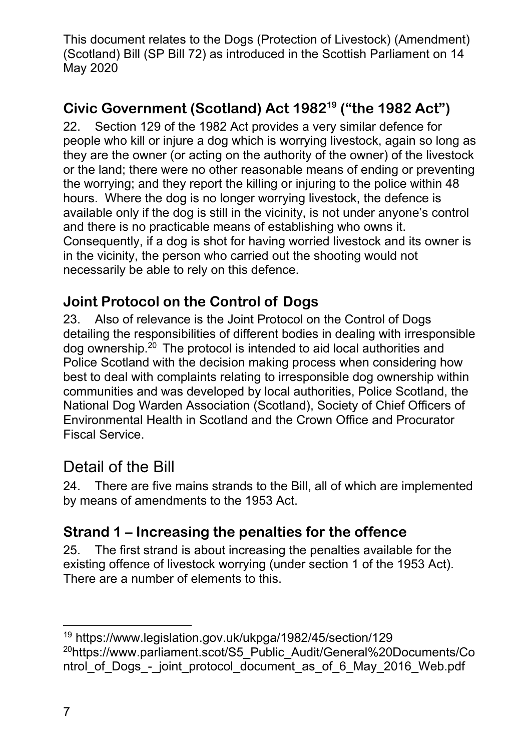## Civic Government (Scotland) Act 1982[19] ("the 1982 Act")

22. Section 129 of the 1982 Act provides a very similar defence for people who kill or injure a dog which is worrying livestock, again so long as they are the owner (or acting on the authority of the owner) of the livestock or the land; there were no other reasonable means of ending or preventing the worrying; and they report the killing or injuring to the police within 48 hours. Where the dog is no longer worrying livestock, the defence is available only if the dog is still in the vicinity, is not under anyone's control and there is no practicable means of establishing who owns it. Consequently, if a dog is shot for having worried livestock and its owner is in the vicinity, the person who carried out the shooting would not necessarily be able to rely on this defence.

## Joint Protocol on the Control of Dogs

23. Also of relevance is the Joint Protocol on the Control of Dogs detailing the responsibilities of different bodies in dealing with irresponsible dog ownership.[20] The protocol is intended to aid local authorities and Police Scotland with the decision making process when considering how best to deal with complaints relating to irresponsible dog ownership within communities and was developed by local authorities, Police Scotland, the National Dog Warden Association (Scotland), Society of Chief Officers of Environmental Health in Scotland and the Crown Office and Procurator Fiscal Service.

# Detail of the Bill

24. There are five mains strands to the Bill, all of which are implemented by means of amendments to the 1953 Act.

## Strand 1 – Increasing the penalties for the offence

25. The first strand is about increasing the penalties available for the existing offence of livestock worrying (under section 1 of the 1953 Act). There are a number of elements to this.

---

[19] https://www.legislation.gov.uk/ukpga/1982/45/section/129

[20] https://www.parliament.scot/S5_Public_Audit/General%20Documents/Control_of_Dogs_-_joint_protocol_document_as_of_6_May_2016_Web.pdf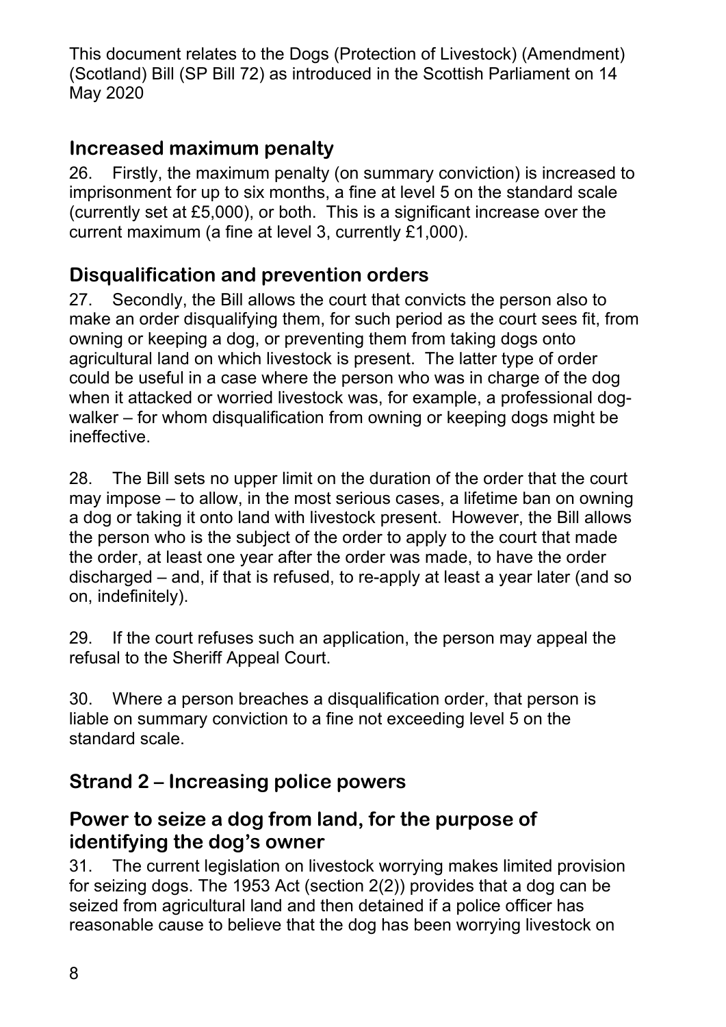## Increased maximum penalty

26. Firstly, the maximum penalty (on summary conviction) is increased to imprisonment for up to six months, a fine at level 5 on the standard scale (currently set at £5,000), or both. This is a significant increase over the current maximum (a fine at level 3, currently £1,000).

## Disqualification and prevention orders

27. Secondly, the Bill allows the court that convicts the person also to make an order disqualifying them, for such period as the court sees fit, from owning or keeping a dog, or preventing them from taking dogs onto agricultural land on which livestock is present. The latter type of order could be useful in a case where the person who was in charge of the dog when it attacked or worried livestock was, for example, a professional dog-walker – for whom disqualification from owning or keeping dogs might be ineffective.

28. The Bill sets no upper limit on the duration of the order that the court may impose – to allow, in the most serious cases, a lifetime ban on owning a dog or taking it onto land with livestock present. However, the Bill allows the person who is the subject of the order to apply to the court that made the order, at least one year after the order was made, to have the order discharged – and, if that is refused, to re-apply at least a year later (and so on, indefinitely).

29. If the court refuses such an application, the person may appeal the refusal to the Sheriff Appeal Court.

30. Where a person breaches a disqualification order, that person is liable on summary conviction to a fine not exceeding level 5 on the standard scale.

## Strand 2 – Increasing police powers

## Power to seize a dog from land, for the purpose of identifying the dog's owner

31. The current legislation on livestock worrying makes limited provision for seizing dogs. The 1953 Act (section 2(2)) provides that a dog can be seized from agricultural land and then detained if a police officer has reasonable cause to believe that the dog has been worrying livestock on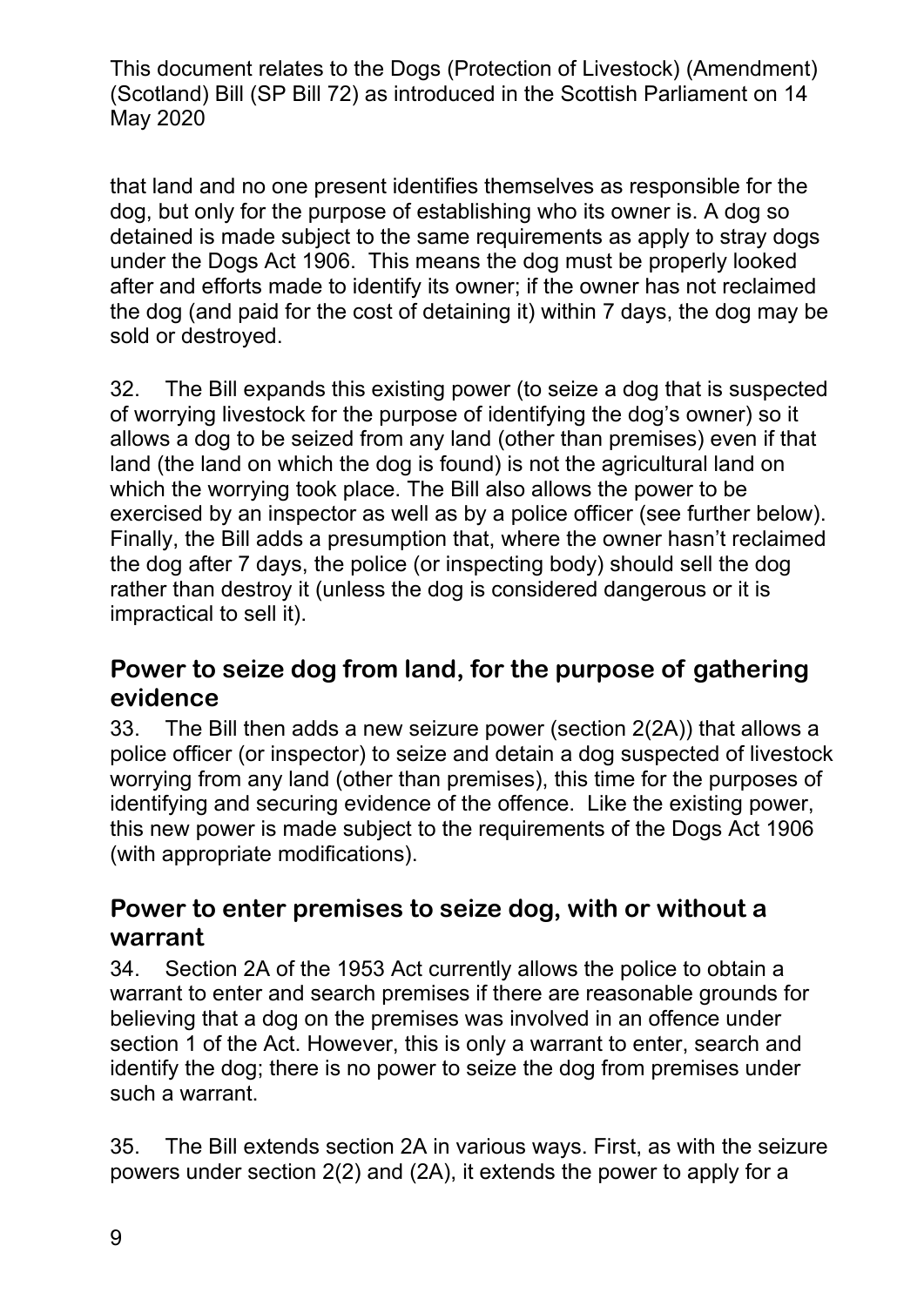that land and no one present identifies themselves as responsible for the dog, but only for the purpose of establishing who its owner is. A dog so detained is made subject to the same requirements as apply to stray dogs under the Dogs Act 1906. This means the dog must be properly looked after and efforts made to identify its owner; if the owner has not reclaimed the dog (and paid for the cost of detaining it) within 7 days, the dog may be sold or destroyed.

32. The Bill expands this existing power (to seize a dog that is suspected of worrying livestock for the purpose of identifying the dog's owner) so it allows a dog to be seized from any land (other than premises) even if that land (the land on which the dog is found) is not the agricultural land on which the worrying took place. The Bill also allows the power to be exercised by an inspector as well as by a police officer (see further below). Finally, the Bill adds a presumption that, where the owner hasn't reclaimed the dog after 7 days, the police (or inspecting body) should sell the dog rather than destroy it (unless the dog is considered dangerous or it is impractical to sell it).

## Power to seize dog from land, for the purpose of gathering evidence

33. The Bill then adds a new seizure power (section 2(2A)) that allows a police officer (or inspector) to seize and detain a dog suspected of livestock worrying from any land (other than premises), this time for the purposes of identifying and securing evidence of the offence. Like the existing power, this new power is made subject to the requirements of the Dogs Act 1906 (with appropriate modifications).

## Power to enter premises to seize dog, with or without a warrant

34. Section 2A of the 1953 Act currently allows the police to obtain a warrant to enter and search premises if there are reasonable grounds for believing that a dog on the premises was involved in an offence under section 1 of the Act. However, this is only a warrant to enter, search and identify the dog; there is no power to seize the dog from premises under such a warrant.

35. The Bill extends section 2A in various ways. First, as with the seizure powers under section 2(2) and (2A), it extends the power to apply for a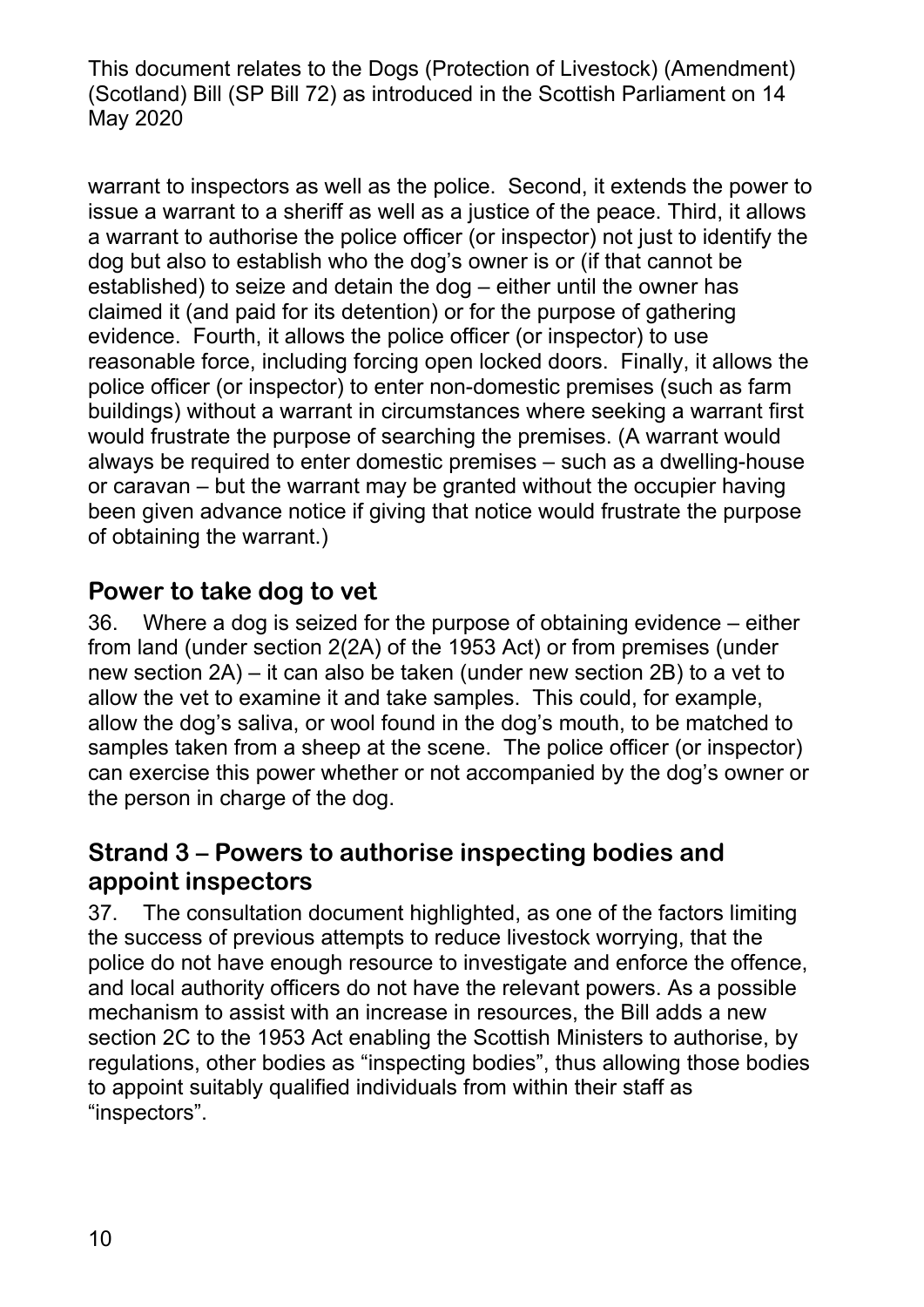warrant to inspectors as well as the police. Second, it extends the power to issue a warrant to a sheriff as well as a justice of the peace. Third, it allows a warrant to authorise the police officer (or inspector) not just to identify the dog but also to establish who the dog's owner is or (if that cannot be established) to seize and detain the dog – either until the owner has claimed it (and paid for its detention) or for the purpose of gathering evidence. Fourth, it allows the police officer (or inspector) to use reasonable force, including forcing open locked doors. Finally, it allows the police officer (or inspector) to enter non-domestic premises (such as farm buildings) without a warrant in circumstances where seeking a warrant first would frustrate the purpose of searching the premises. (A warrant would always be required to enter domestic premises – such as a dwelling-house or caravan – but the warrant may be granted without the occupier having been given advance notice if giving that notice would frustrate the purpose of obtaining the warrant.)

## Power to take dog to vet

36. Where a dog is seized for the purpose of obtaining evidence – either from land (under section 2(2A) of the 1953 Act) or from premises (under new section 2A) – it can also be taken (under new section 2B) to a vet to allow the vet to examine it and take samples. This could, for example, allow the dog's saliva, or wool found in the dog's mouth, to be matched to samples taken from a sheep at the scene. The police officer (or inspector) can exercise this power whether or not accompanied by the dog's owner or the person in charge of the dog.

## Strand 3 – Powers to authorise inspecting bodies and appoint inspectors

37. The consultation document highlighted, as one of the factors limiting the success of previous attempts to reduce livestock worrying, that the police do not have enough resource to investigate and enforce the offence, and local authority officers do not have the relevant powers. As a possible mechanism to assist with an increase in resources, the Bill adds a new section 2C to the 1953 Act enabling the Scottish Ministers to authorise, by regulations, other bodies as "inspecting bodies", thus allowing those bodies to appoint suitably qualified individuals from within their staff as "inspectors".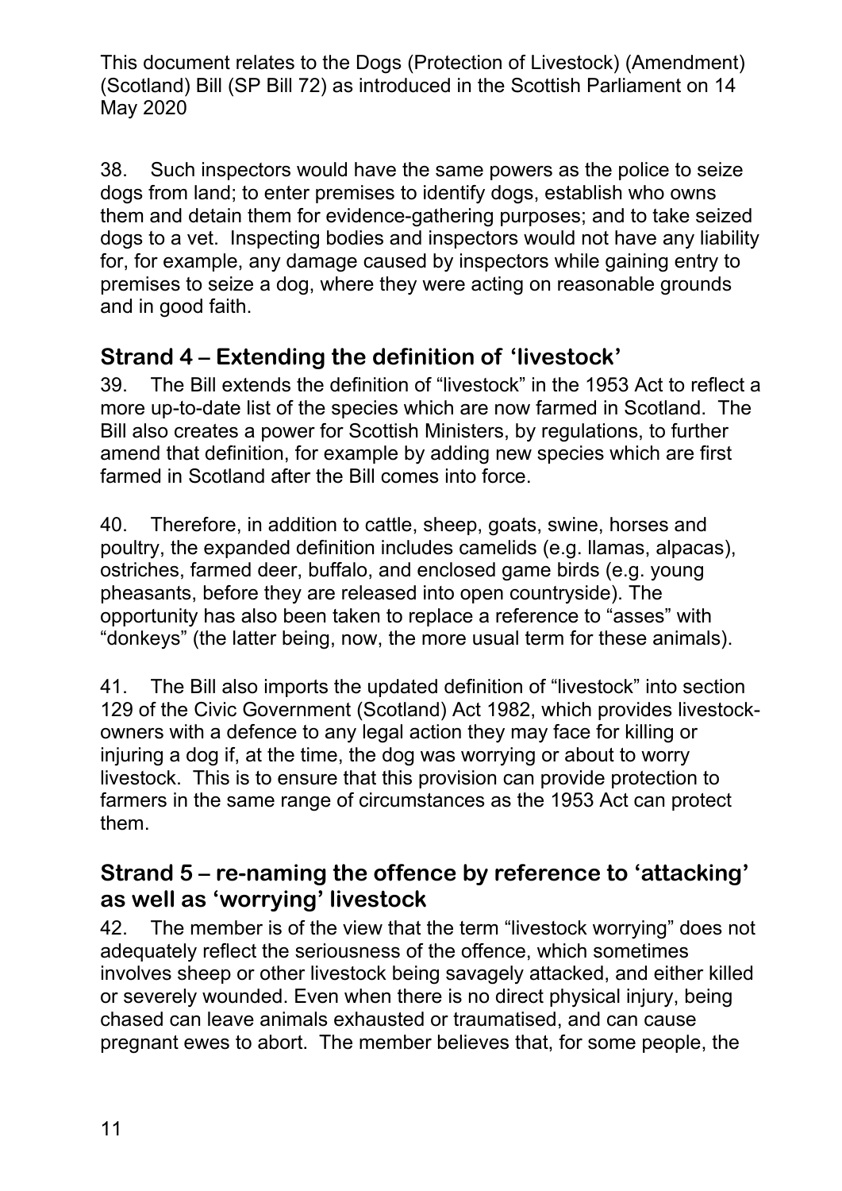38. Such inspectors would have the same powers as the police to seize dogs from land; to enter premises to identify dogs, establish who owns them and detain them for evidence-gathering purposes; and to take seized dogs to a vet. Inspecting bodies and inspectors would not have any liability for, for example, any damage caused by inspectors while gaining entry to premises to seize a dog, where they were acting on reasonable grounds and in good faith.

## Strand 4 – Extending the definition of 'livestock'

39. The Bill extends the definition of "livestock" in the 1953 Act to reflect a more up-to-date list of the species which are now farmed in Scotland. The Bill also creates a power for Scottish Ministers, by regulations, to further amend that definition, for example by adding new species which are first farmed in Scotland after the Bill comes into force.

40. Therefore, in addition to cattle, sheep, goats, swine, horses and poultry, the expanded definition includes camelids (e.g. llamas, alpacas), ostriches, farmed deer, buffalo, and enclosed game birds (e.g. young pheasants, before they are released into open countryside). The opportunity has also been taken to replace a reference to "asses" with "donkeys" (the latter being, now, the more usual term for these animals).

41. The Bill also imports the updated definition of "livestock" into section 129 of the Civic Government (Scotland) Act 1982, which provides livestock-owners with a defence to any legal action they may face for killing or injuring a dog if, at the time, the dog was worrying or about to worry livestock. This is to ensure that this provision can provide protection to farmers in the same range of circumstances as the 1953 Act can protect them.

## Strand 5 – re-naming the offence by reference to 'attacking' as well as 'worrying' livestock

42. The member is of the view that the term "livestock worrying" does not adequately reflect the seriousness of the offence, which sometimes involves sheep or other livestock being savagely attacked, and either killed or severely wounded. Even when there is no direct physical injury, being chased can leave animals exhausted or traumatised, and can cause pregnant ewes to abort. The member believes that, for some people, the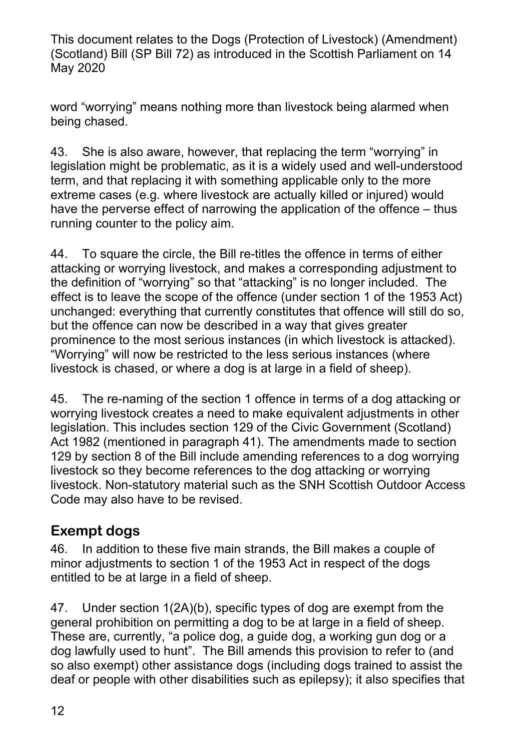word “worrying” means nothing more than livestock being alarmed when being chased.

43. She is also aware, however, that replacing the term “worrying” in legislation might be problematic, as it is a widely used and well-understood term, and that replacing it with something applicable only to the more extreme cases (e.g. where livestock are actually killed or injured) would have the perverse effect of narrowing the application of the offence – thus running counter to the policy aim.

44. To square the circle, the Bill re-titles the offence in terms of either attacking or worrying livestock, and makes a corresponding adjustment to the definition of “worrying” so that “attacking” is no longer included. The effect is to leave the scope of the offence (under section 1 of the 1953 Act) unchanged: everything that currently constitutes that offence will still do so, but the offence can now be described in a way that gives greater prominence to the most serious instances (in which livestock is attacked). “Worrying” will now be restricted to the less serious instances (where livestock is chased, or where a dog is at large in a field of sheep).

45. The re-naming of the section 1 offence in terms of a dog attacking or worrying livestock creates a need to make equivalent adjustments in other legislation. This includes section 129 of the Civic Government (Scotland) Act 1982 (mentioned in paragraph 41). The amendments made to section 129 by section 8 of the Bill include amending references to a dog worrying livestock so they become references to the dog attacking or worrying livestock. Non-statutory material such as the SNH Scottish Outdoor Access Code may also have to be revised.

## Exempt dogs

46. In addition to these five main strands, the Bill makes a couple of minor adjustments to section 1 of the 1953 Act in respect of the dogs entitled to be at large in a field of sheep.

47. Under section 1(2A)(b), specific types of dog are exempt from the general prohibition on permitting a dog to be at large in a field of sheep. These are, currently, “a police dog, a guide dog, a working gun dog or a dog lawfully used to hunt”. The Bill amends this provision to refer to (and so also exempt) other assistance dogs (including dogs trained to assist the deaf or people with other disabilities such as epilepsy); it also specifies that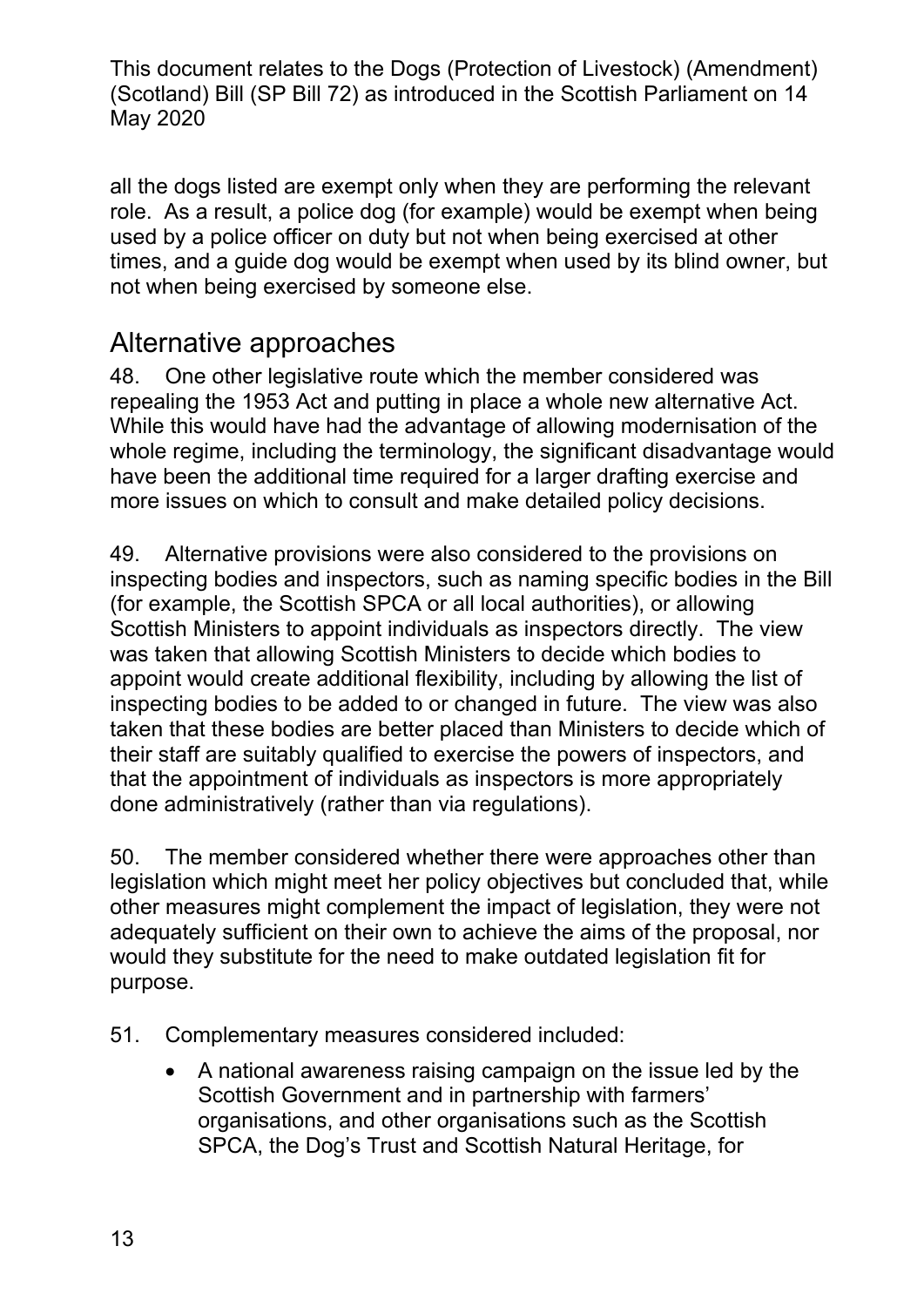all the dogs listed are exempt only when they are performing the relevant role. As a result, a police dog (for example) would be exempt when being used by a police officer on duty but not when being exercised at other times, and a guide dog would be exempt when used by its blind owner, but not when being exercised by someone else.

## Alternative approaches

48. One other legislative route which the member considered was repealing the 1953 Act and putting in place a whole new alternative Act. While this would have had the advantage of allowing modernisation of the whole regime, including the terminology, the significant disadvantage would have been the additional time required for a larger drafting exercise and more issues on which to consult and make detailed policy decisions.

49. Alternative provisions were also considered to the provisions on inspecting bodies and inspectors, such as naming specific bodies in the Bill (for example, the Scottish SPCA or all local authorities), or allowing Scottish Ministers to appoint individuals as inspectors directly. The view was taken that allowing Scottish Ministers to decide which bodies to appoint would create additional flexibility, including by allowing the list of inspecting bodies to be added to or changed in future. The view was also taken that these bodies are better placed than Ministers to decide which of their staff are suitably qualified to exercise the powers of inspectors, and that the appointment of individuals as inspectors is more appropriately done administratively (rather than via regulations).

50. The member considered whether there were approaches other than legislation which might meet her policy objectives but concluded that, while other measures might complement the impact of legislation, they were not adequately sufficient on their own to achieve the aims of the proposal, nor would they substitute for the need to make outdated legislation fit for purpose.

51. Complementary measures considered included:

- A national awareness raising campaign on the issue led by the Scottish Government and in partnership with farmers' organisations, and other organisations such as the Scottish SPCA, the Dog's Trust and Scottish Natural Heritage, for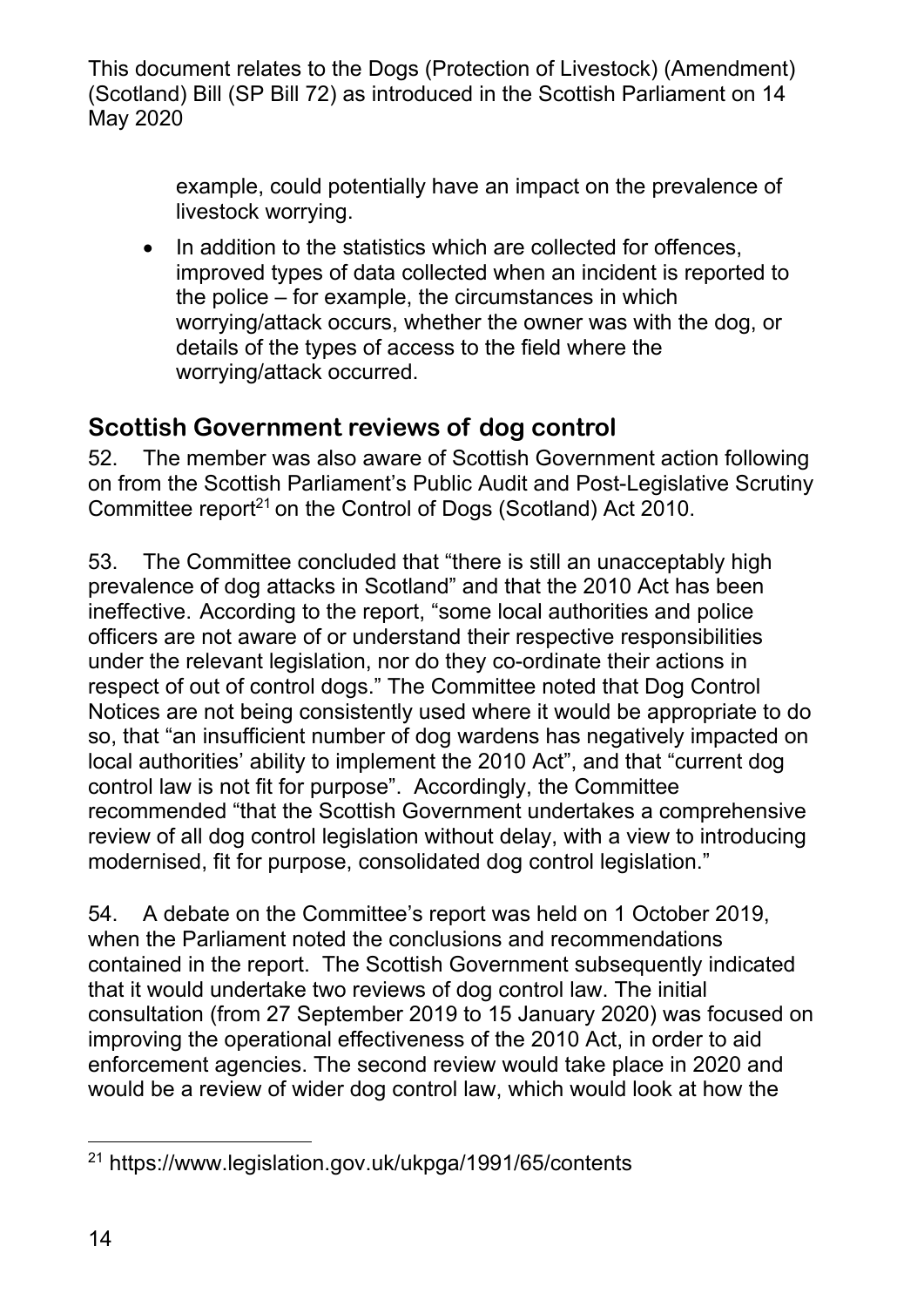example, could potentially have an impact on the prevalence of livestock worrying.

- In addition to the statistics which are collected for offences, improved types of data collected when an incident is reported to the police – for example, the circumstances in which worrying/attack occurs, whether the owner was with the dog, or details of the types of access to the field where the worrying/attack occurred.

## Scottish Government reviews of dog control

52. The member was also aware of Scottish Government action following on from the Scottish Parliament's Public Audit and Post-Legislative Scrutiny Committee report[21] on the Control of Dogs (Scotland) Act 2010.

53. The Committee concluded that "there is still an unacceptably high prevalence of dog attacks in Scotland" and that the 2010 Act has been ineffective. According to the report, "some local authorities and police officers are not aware of or understand their respective responsibilities under the relevant legislation, nor do they co-ordinate their actions in respect of out of control dogs." The Committee noted that Dog Control Notices are not being consistently used where it would be appropriate to do so, that "an insufficient number of dog wardens has negatively impacted on local authorities' ability to implement the 2010 Act", and that "current dog control law is not fit for purpose". Accordingly, the Committee recommended "that the Scottish Government undertakes a comprehensive review of all dog control legislation without delay, with a view to introducing modernised, fit for purpose, consolidated dog control legislation."

54. A debate on the Committee's report was held on 1 October 2019, when the Parliament noted the conclusions and recommendations contained in the report. The Scottish Government subsequently indicated that it would undertake two reviews of dog control law. The initial consultation (from 27 September 2019 to 15 January 2020) was focused on improving the operational effectiveness of the 2010 Act, in order to aid enforcement agencies. The second review would take place in 2020 and would be a review of wider dog control law, which would look at how the

---

[21] https://www.legislation.gov.uk/ukpga/1991/65/contents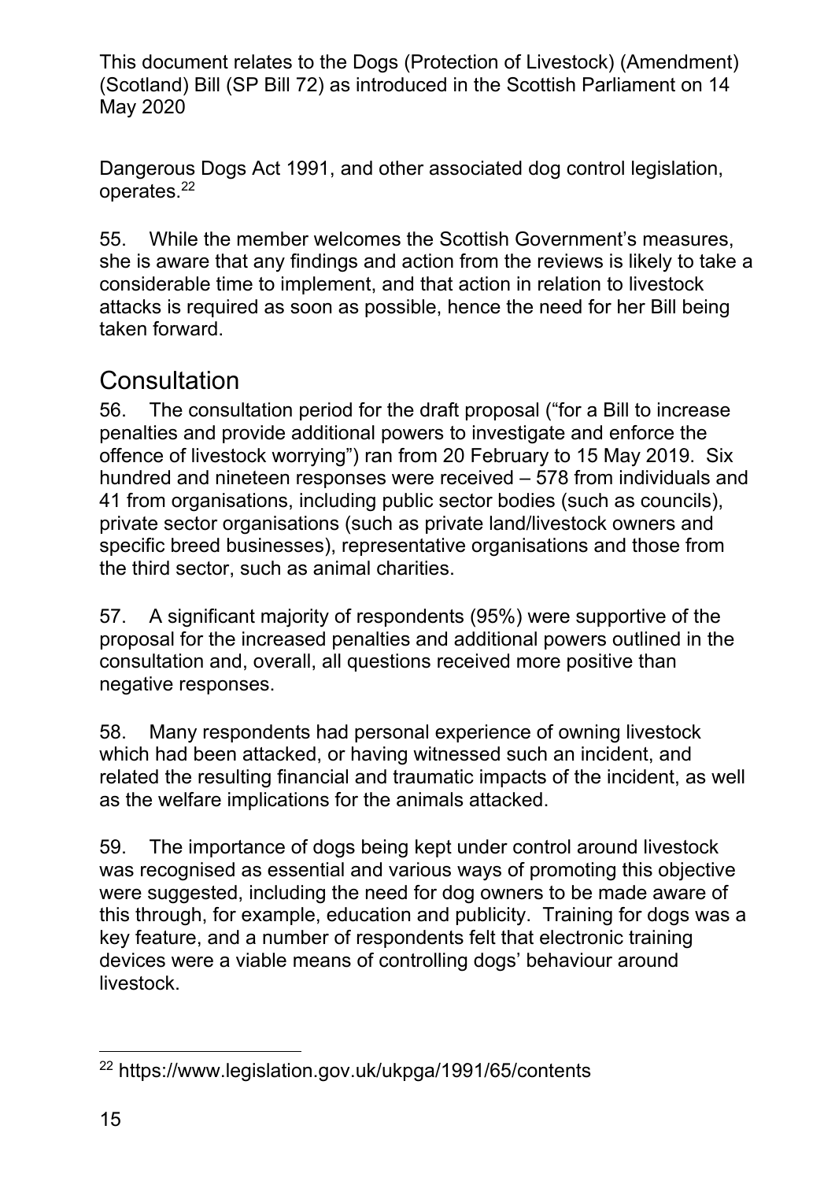Dangerous Dogs Act 1991, and other associated dog control legislation, operates.[22]

55. While the member welcomes the Scottish Government's measures, she is aware that any findings and action from the reviews is likely to take a considerable time to implement, and that action in relation to livestock attacks is required as soon as possible, hence the need for her Bill being taken forward.

## Consultation

56. The consultation period for the draft proposal ("for a Bill to increase penalties and provide additional powers to investigate and enforce the offence of livestock worrying") ran from 20 February to 15 May 2019. Six hundred and nineteen responses were received – 578 from individuals and 41 from organisations, including public sector bodies (such as councils), private sector organisations (such as private land/livestock owners and specific breed businesses), representative organisations and those from the third sector, such as animal charities.

57. A significant majority of respondents (95%) were supportive of the proposal for the increased penalties and additional powers outlined in the consultation and, overall, all questions received more positive than negative responses.

58. Many respondents had personal experience of owning livestock which had been attacked, or having witnessed such an incident, and related the resulting financial and traumatic impacts of the incident, as well as the welfare implications for the animals attacked.

59. The importance of dogs being kept under control around livestock was recognised as essential and various ways of promoting this objective were suggested, including the need for dog owners to be made aware of this through, for example, education and publicity. Training for dogs was a key feature, and a number of respondents felt that electronic training devices were a viable means of controlling dogs' behaviour around livestock.

---

[22] https://www.legislation.gov.uk/ukpga/1991/65/contents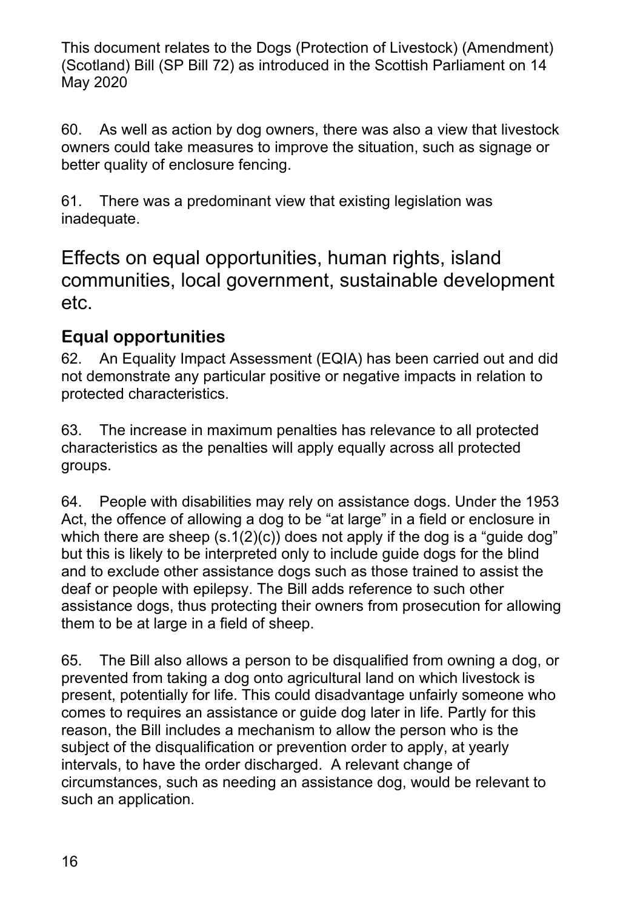60. As well as action by dog owners, there was also a view that livestock owners could take measures to improve the situation, such as signage or better quality of enclosure fencing.

61. There was a predominant view that existing legislation was inadequate.

## Effects on equal opportunities, human rights, island communities, local government, sustainable development etc.

### Equal opportunities

62. An Equality Impact Assessment (EQIA) has been carried out and did not demonstrate any particular positive or negative impacts in relation to protected characteristics.

63. The increase in maximum penalties has relevance to all protected characteristics as the penalties will apply equally across all protected groups.

64. People with disabilities may rely on assistance dogs. Under the 1953 Act, the offence of allowing a dog to be "at large" in a field or enclosure in which there are sheep (s.1(2)(c)) does not apply if the dog is a "guide dog" but this is likely to be interpreted only to include guide dogs for the blind and to exclude other assistance dogs such as those trained to assist the deaf or people with epilepsy. The Bill adds reference to such other assistance dogs, thus protecting their owners from prosecution for allowing them to be at large in a field of sheep.

65. The Bill also allows a person to be disqualified from owning a dog, or prevented from taking a dog onto agricultural land on which livestock is present, potentially for life. This could disadvantage unfairly someone who comes to requires an assistance or guide dog later in life. Partly for this reason, the Bill includes a mechanism to allow the person who is the subject of the disqualification or prevention order to apply, at yearly intervals, to have the order discharged. A relevant change of circumstances, such as needing an assistance dog, would be relevant to such an application.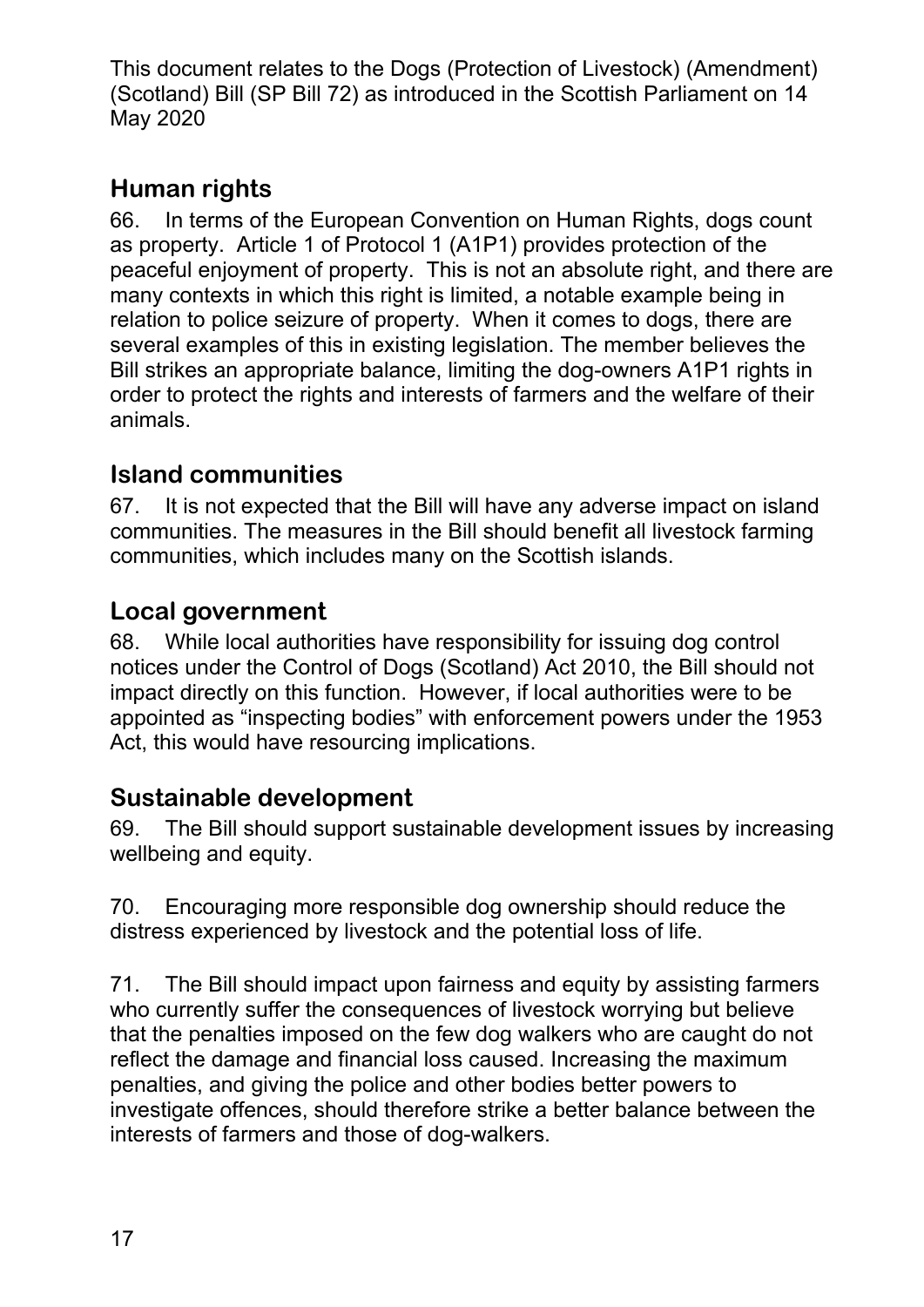## Human rights

66. In terms of the European Convention on Human Rights, dogs count as property. Article 1 of Protocol 1 (A1P1) provides protection of the peaceful enjoyment of property. This is not an absolute right, and there are many contexts in which this right is limited, a notable example being in relation to police seizure of property. When it comes to dogs, there are several examples of this in existing legislation. The member believes the Bill strikes an appropriate balance, limiting the dog-owners A1P1 rights in order to protect the rights and interests of farmers and the welfare of their animals.

## Island communities

67. It is not expected that the Bill will have any adverse impact on island communities. The measures in the Bill should benefit all livestock farming communities, which includes many on the Scottish islands.

## Local government

68. While local authorities have responsibility for issuing dog control notices under the Control of Dogs (Scotland) Act 2010, the Bill should not impact directly on this function. However, if local authorities were to be appointed as "inspecting bodies" with enforcement powers under the 1953 Act, this would have resourcing implications.

## Sustainable development

69. The Bill should support sustainable development issues by increasing wellbeing and equity.

70. Encouraging more responsible dog ownership should reduce the distress experienced by livestock and the potential loss of life.

71. The Bill should impact upon fairness and equity by assisting farmers who currently suffer the consequences of livestock worrying but believe that the penalties imposed on the few dog walkers who are caught do not reflect the damage and financial loss caused. Increasing the maximum penalties, and giving the police and other bodies better powers to investigate offences, should therefore strike a better balance between the interests of farmers and those of dog-walkers.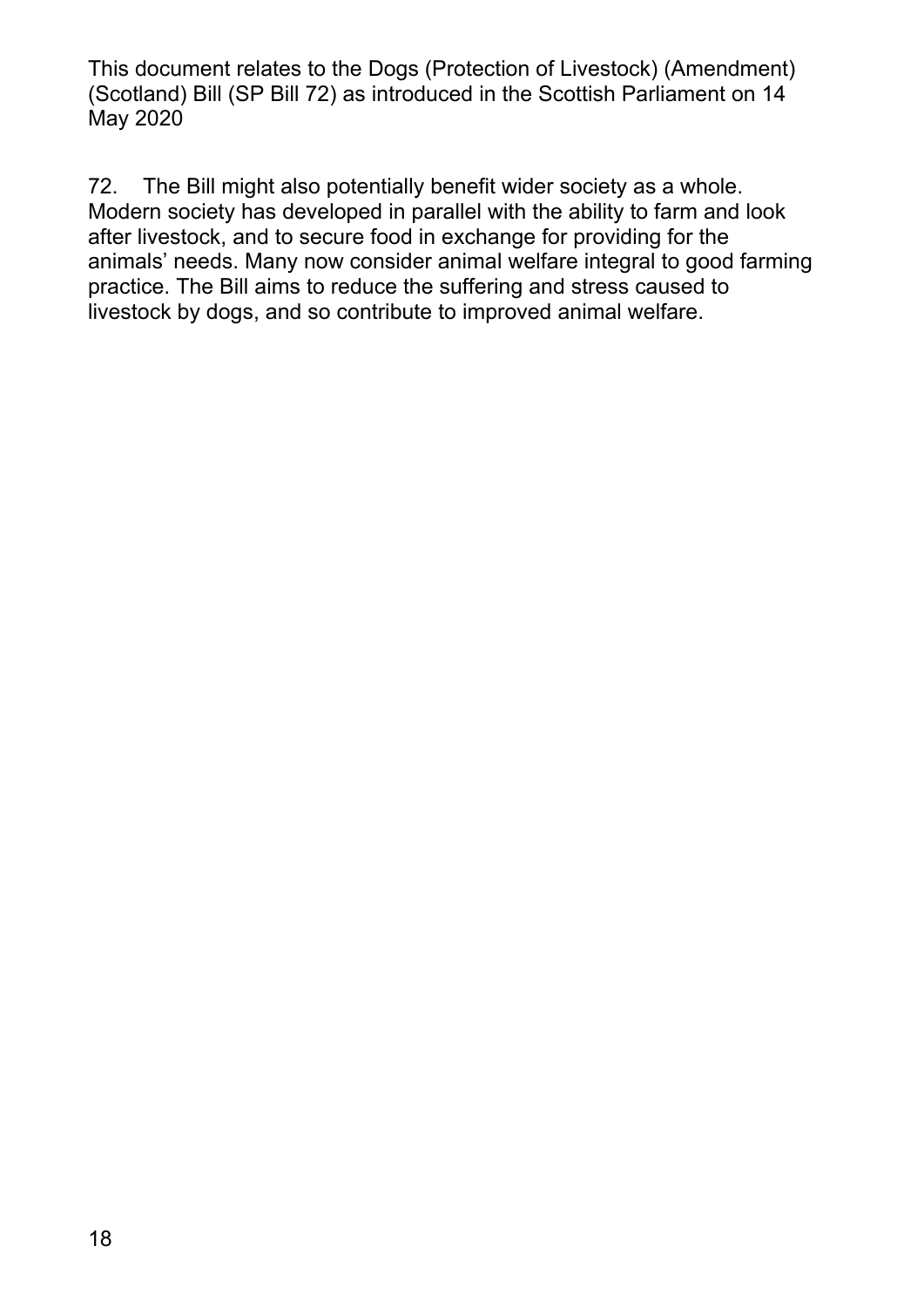72. The Bill might also potentially benefit wider society as a whole. Modern society has developed in parallel with the ability to farm and look after livestock, and to secure food in exchange for providing for the animals' needs. Many now consider animal welfare integral to good farming practice. The Bill aims to reduce the suffering and stress caused to livestock by dogs, and so contribute to improved animal welfare.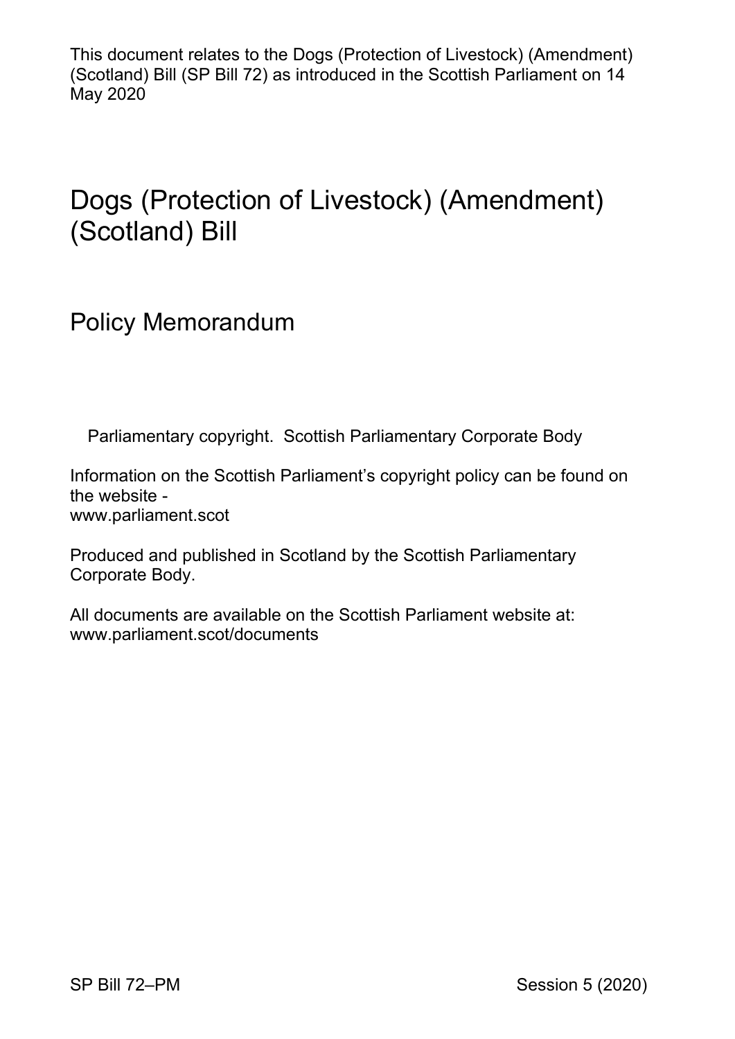This document relates to the Dogs (Protection of Livestock) (Amendment) (Scotland) Bill (SP Bill 72) as introduced in the Scottish Parliament on 14 May 2020

# Dogs (Protection of Livestock) (Amendment) (Scotland) Bill

## Policy Memorandum

Parliamentary copyright. Scottish Parliamentary Corporate Body

Information on the Scottish Parliament's copyright policy can be found on the website -
www.parliament.scot

Produced and published in Scotland by the Scottish Parliamentary Corporate Body.

All documents are available on the Scottish Parliament website at:
www.parliament.scot/documents

SP Bill 72–PM Session 5 (2020)